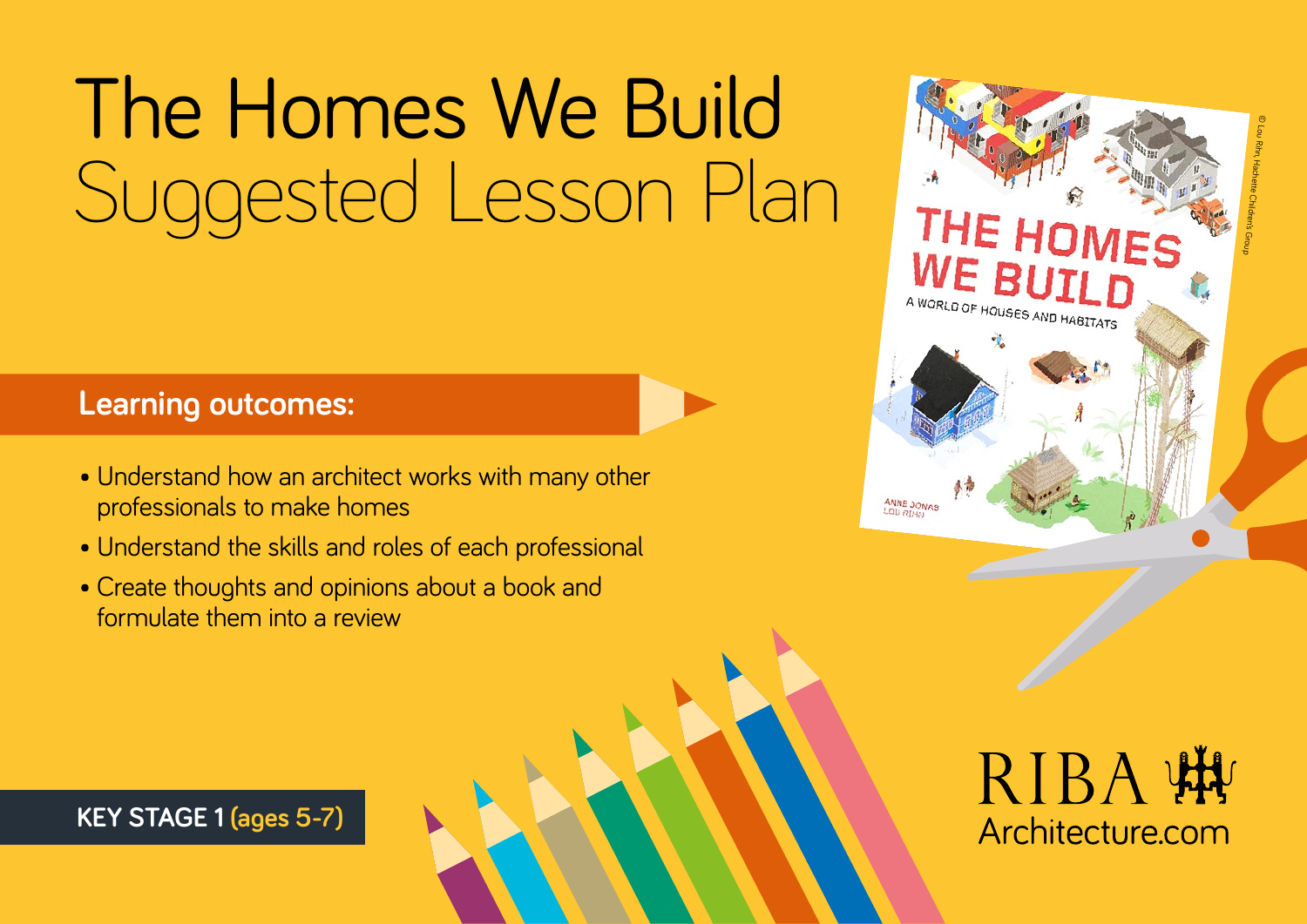# The Homes We Build
## Suggested Lesson Plan

### Learning outcomes:

- Understand how an architect works with many other professionals to make homes
- Understand the skills and roles of each professional
- Create thoughts and opinions about a book and formulate them into a review

**KEY STAGE 1 (ages 5-7)**

RIBA
Architecture.com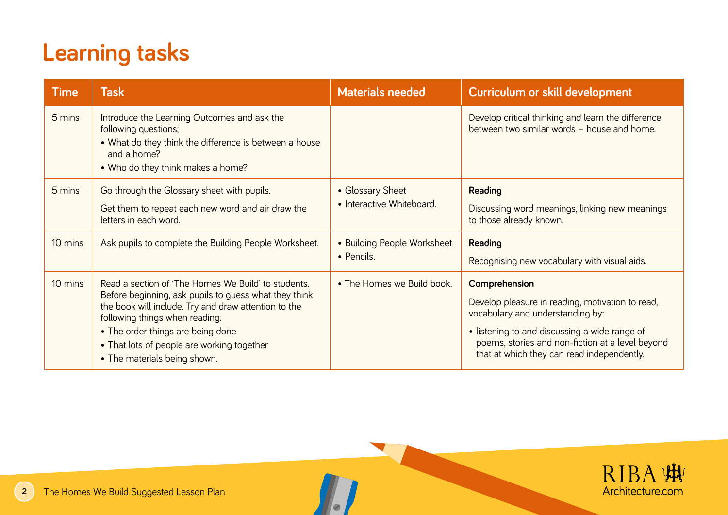# Learning tasks

| Time | Task | Materials needed | Curriculum or skill development |
|---|---|---|---|
| 5 mins | Introduce the Learning Outcomes and ask the following questions;<br>• What do they think the difference is between a house and a home?<br>• Who do they think makes a home? | | Develop critical thinking and learn the difference between two similar words – house and home. |
| 5 mins | Go through the Glossary sheet with pupils.<br>Get them to repeat each new word and air draw the letters in each word. | • Glossary Sheet<br>• Interactive Whiteboard. | **Reading**<br>Discussing word meanings, linking new meanings to those already known. |
| 10 mins | Ask pupils to complete the Building People Worksheet. | • Building People Worksheet<br>• Pencils. | **Reading**<br>Recognising new vocabulary with visual aids. |
| 10 mins | Read a section of 'The Homes We Build' to students. Before beginning, ask pupils to guess what they think the book will include. Try and draw attention to the following things when reading.<br>• The order things are being done<br>• That lots of people are working together<br>• The materials being shown. | • The Homes we Build book. | **Comprehension**<br>Develop pleasure in reading, motivation to read, vocabulary and understanding by:<br>• listening to and discussing a wide range of poems, stories and non-fiction at a level beyond that at which they can read independently. |

The Homes We Build Suggested Lesson Plan

RIBA Architecture.com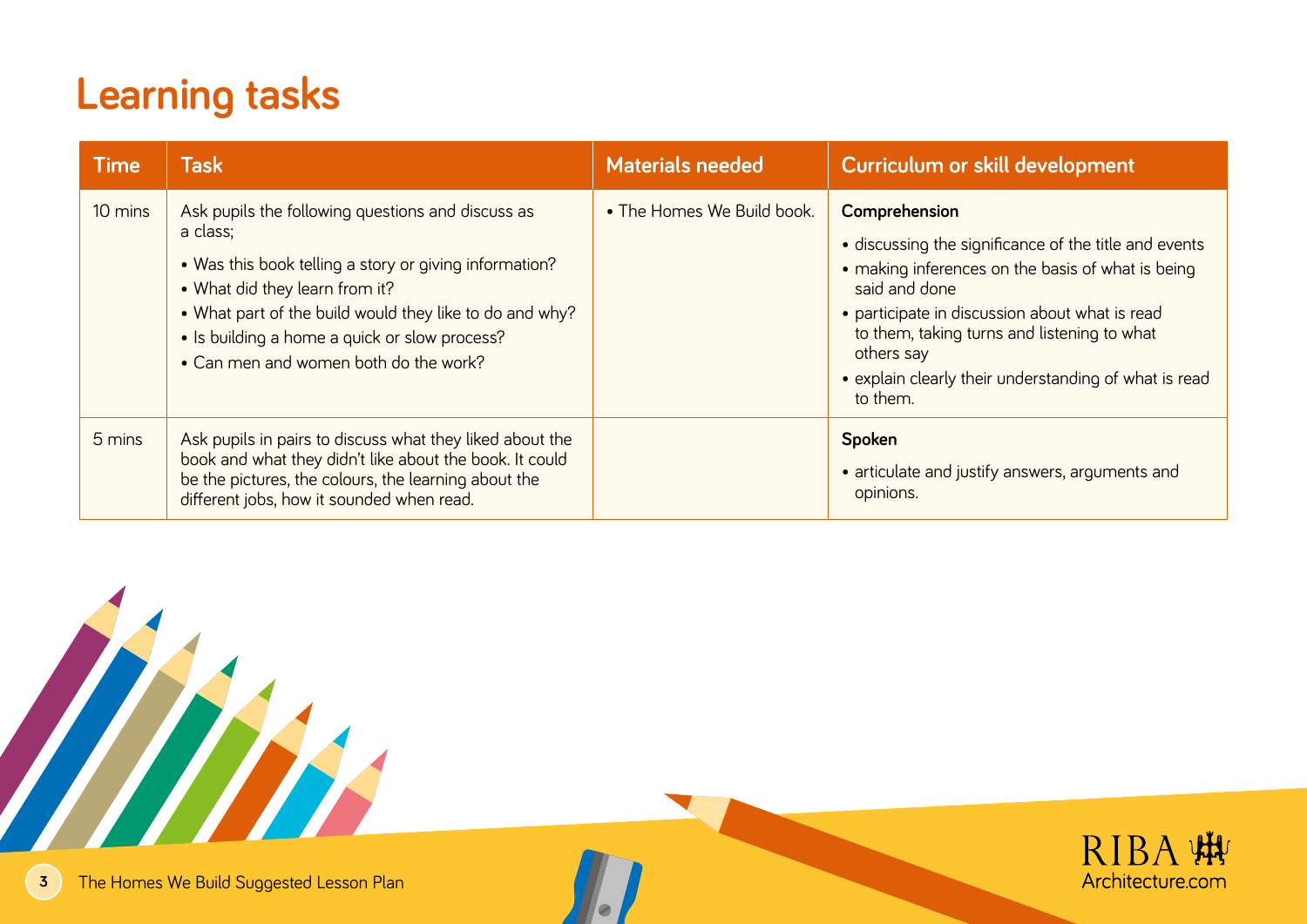# Learning tasks

| Time | Task | Materials needed | Curriculum or skill development |
|---|---|---|---|
| 10 mins | Ask pupils the following questions and discuss as a class;<br>• Was this book telling a story or giving information?<br>• What did they learn from it?<br>• What part of the build would they like to do and why?<br>• Is building a home a quick or slow process?<br>• Can men and women both do the work? | • The Homes We Build book. | **Comprehension**<br>• discussing the significance of the title and events<br>• making inferences on the basis of what is being said and done<br>• participate in discussion about what is read to them, taking turns and listening to what others say<br>• explain clearly their understanding of what is read to them. |
| 5 mins | Ask pupils in pairs to discuss what they liked about the book and what they didn't like about the book. It could be the pictures, the colours, the learning about the different jobs, how it sounded when read. | | **Spoken**<br>• articulate and justify answers, arguments and opinions. |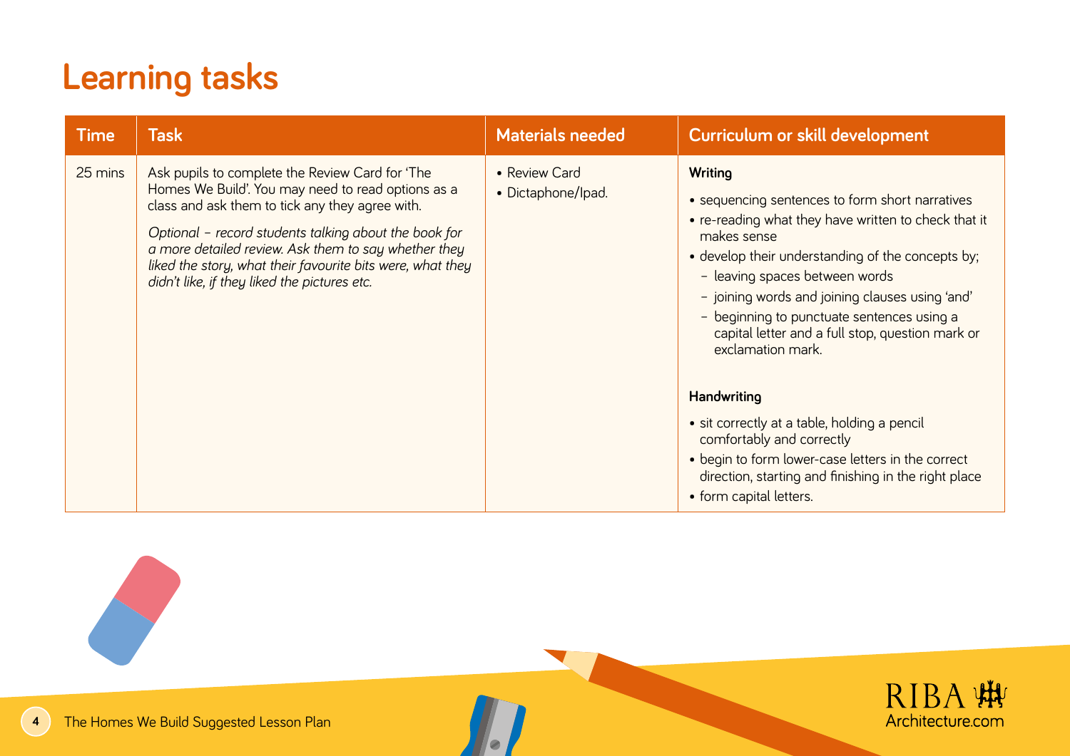# Learning tasks

| Time | Task | Materials needed | Curriculum or skill development |
|---|---|---|---|
| 25 mins | Ask pupils to complete the Review Card for 'The Homes We Build'. You may need to read options as a class and ask them to tick any they agree with.<br><br>*Optional – record students talking about the book for a more detailed review. Ask them to say whether they liked the story, what their favourite bits were, what they didn't like, if they liked the pictures etc.* | • Review Card<br>• Dictaphone/Ipad. | **Writing**<br>• sequencing sentences to form short narratives<br>• re-reading what they have written to check that it makes sense<br>• develop their understanding of the concepts by;<br>– leaving spaces between words<br>– joining words and joining clauses using 'and'<br>– beginning to punctuate sentences using a capital letter and a full stop, question mark or exclamation mark.<br><br>**Handwriting**<br>• sit correctly at a table, holding a pencil comfortably and correctly<br>• begin to form lower-case letters in the correct direction, starting and finishing in the right place<br>• form capital letters. |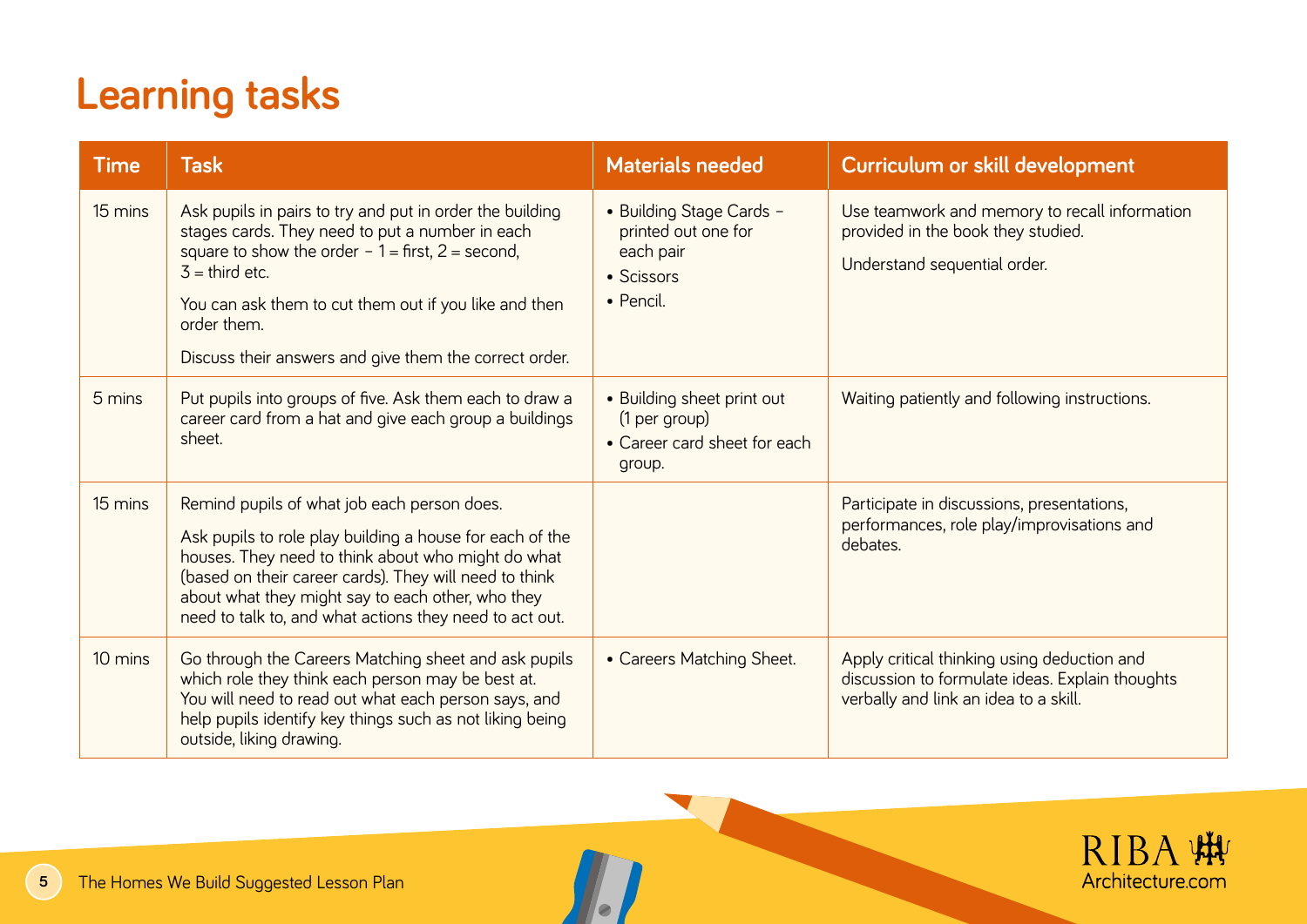# Learning tasks

| Time | Task | Materials needed | Curriculum or skill development |
|---|---|---|---|
| 15 mins | Ask pupils in pairs to try and put in order the building stages cards. They need to put a number in each square to show the order – 1 = first, 2 = second, 3 = third etc.<br><br>You can ask them to cut them out if you like and then order them.<br><br>Discuss their answers and give them the correct order. | • Building Stage Cards – printed out one for each pair<br>• Scissors<br>• Pencil. | Use teamwork and memory to recall information provided in the book they studied.<br><br>Understand sequential order. |
| 5 mins | Put pupils into groups of five. Ask them each to draw a career card from a hat and give each group a buildings sheet. | • Building sheet print out (1 per group)<br>• Career card sheet for each group. | Waiting patiently and following instructions. |
| 15 mins | Remind pupils of what job each person does.<br><br>Ask pupils to role play building a house for each of the houses. They need to think about who might do what (based on their career cards). They will need to think about what they might say to each other, who they need to talk to, and what actions they need to act out. | | Participate in discussions, presentations, performances, role play/improvisations and debates. |
| 10 mins | Go through the Careers Matching sheet and ask pupils which role they think each person may be best at. You will need to read out what each person says, and help pupils identify key things such as not liking being outside, liking drawing. | • Careers Matching Sheet. | Apply critical thinking using deduction and discussion to formulate ideas. Explain thoughts verbally and link an idea to a skill. |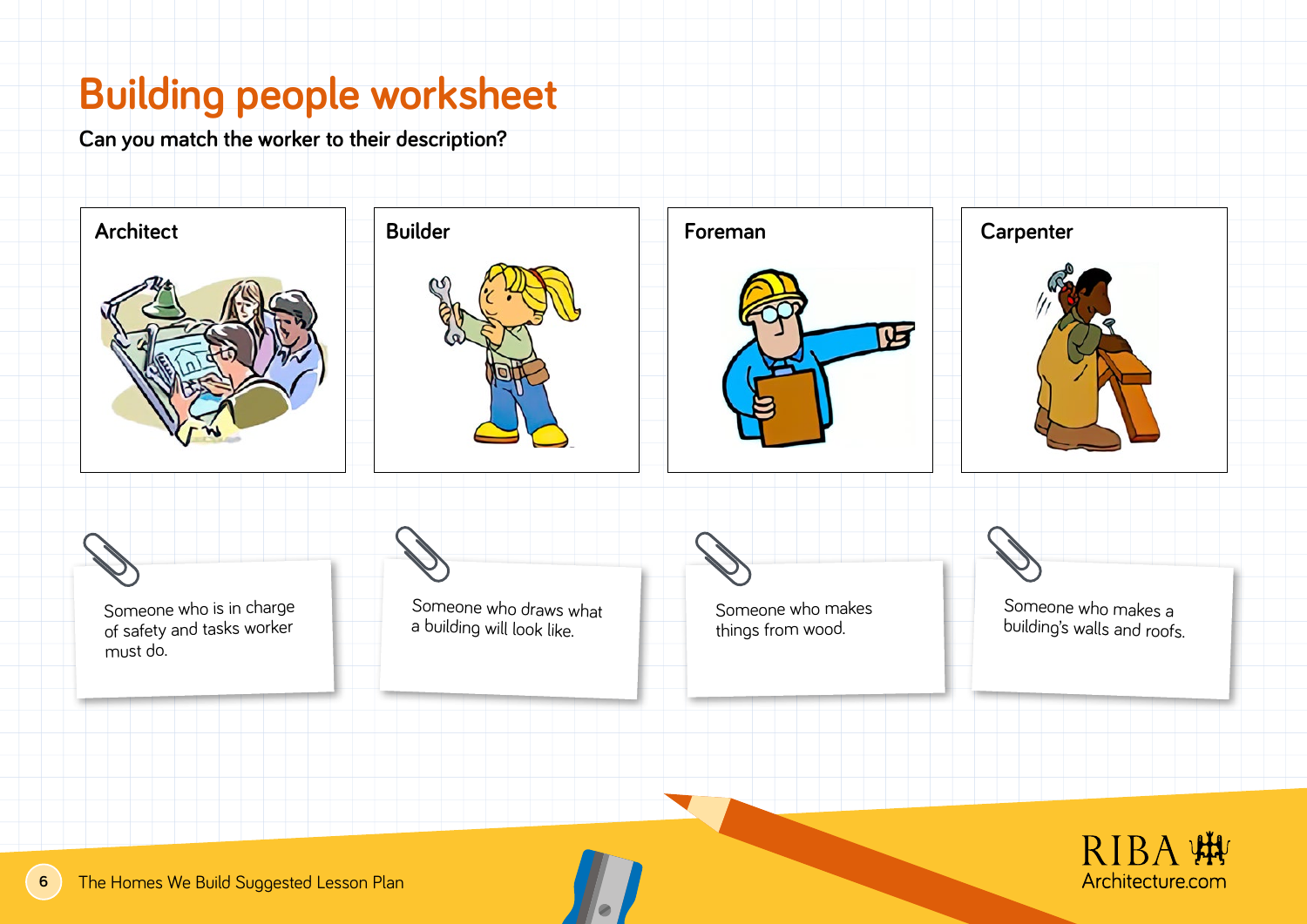# Building people worksheet

**Can you match the worker to their description?**

**Architect**

**Builder**

**Foreman**

**Carpenter**

Someone who is in charge of safety and tasks worker must do.

Someone who draws what a building will look like.

Someone who makes things from wood.

Someone who makes a building's walls and roofs.

The Homes We Build Suggested Lesson Plan

RIBA Architecture.com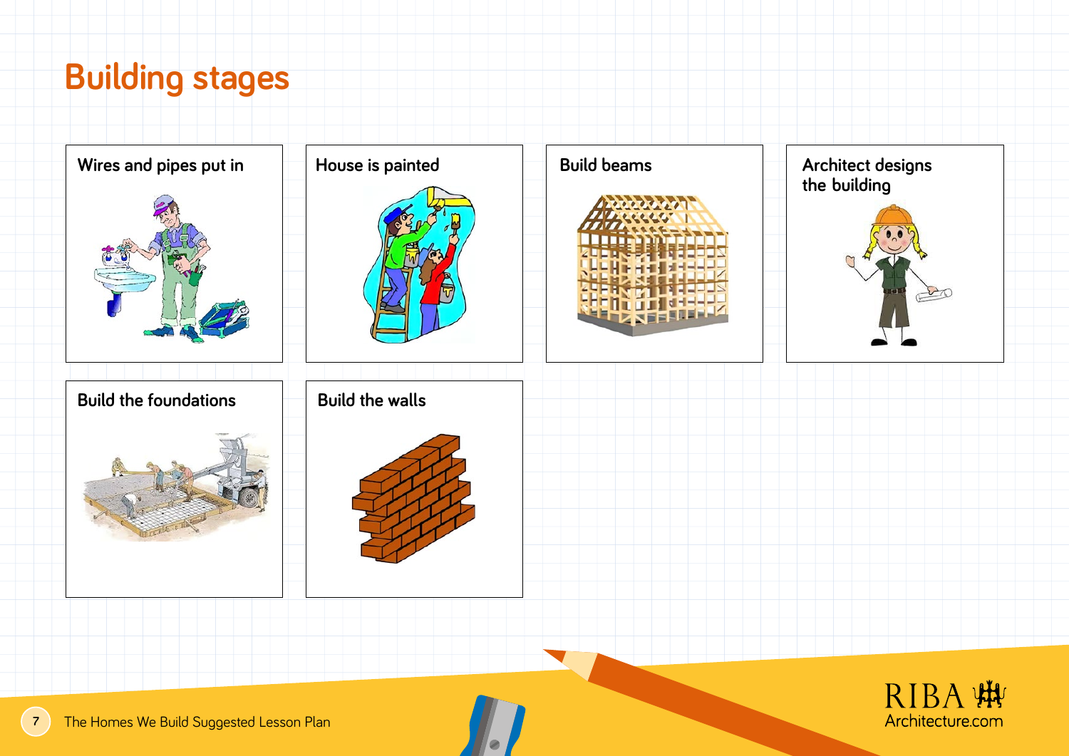# Building stages

Wires and pipes put in

House is painted

Build beams

Architect designs the building

Build the foundations

Build the walls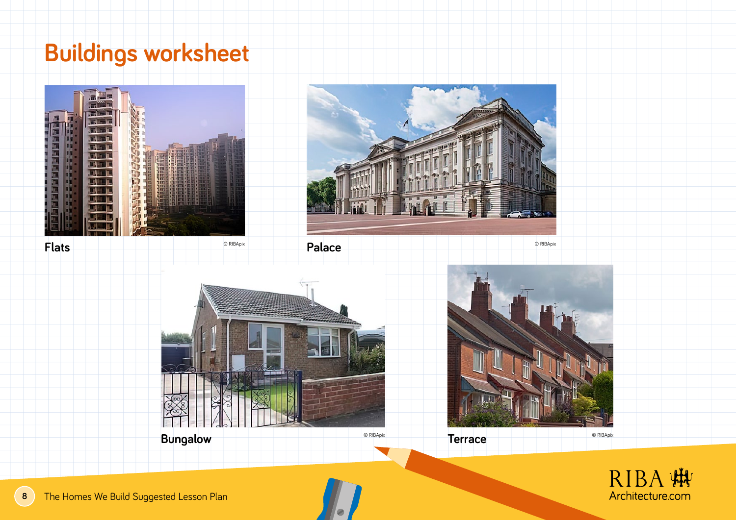# Buildings worksheet

**Flats**

© RIBApix

**Palace**

© RIBApix

**Bungalow**

© RIBApix

**Terrace**

© RIBApix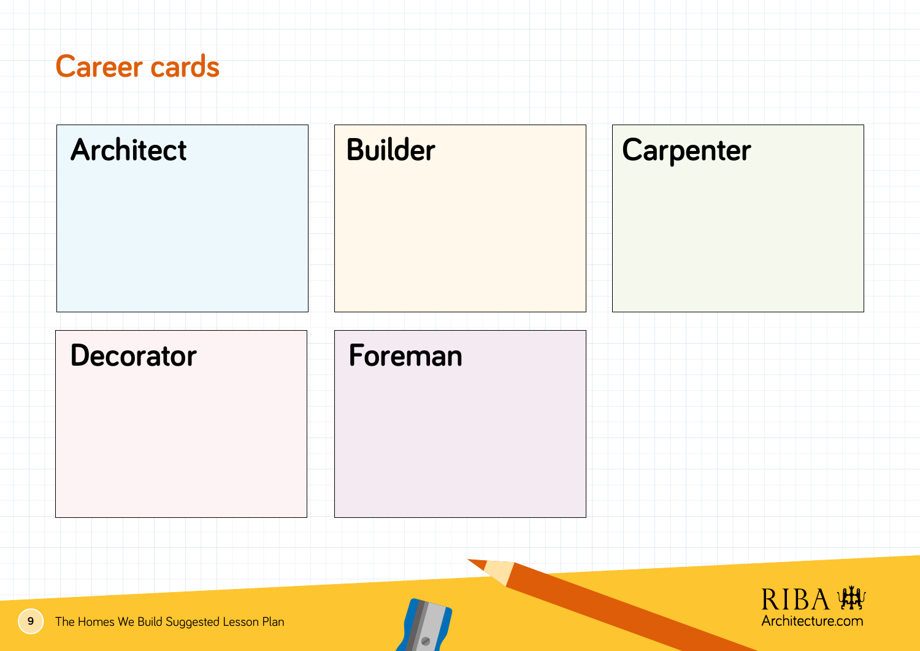# Career cards

Architect

Builder

Carpenter

Decorator

Foreman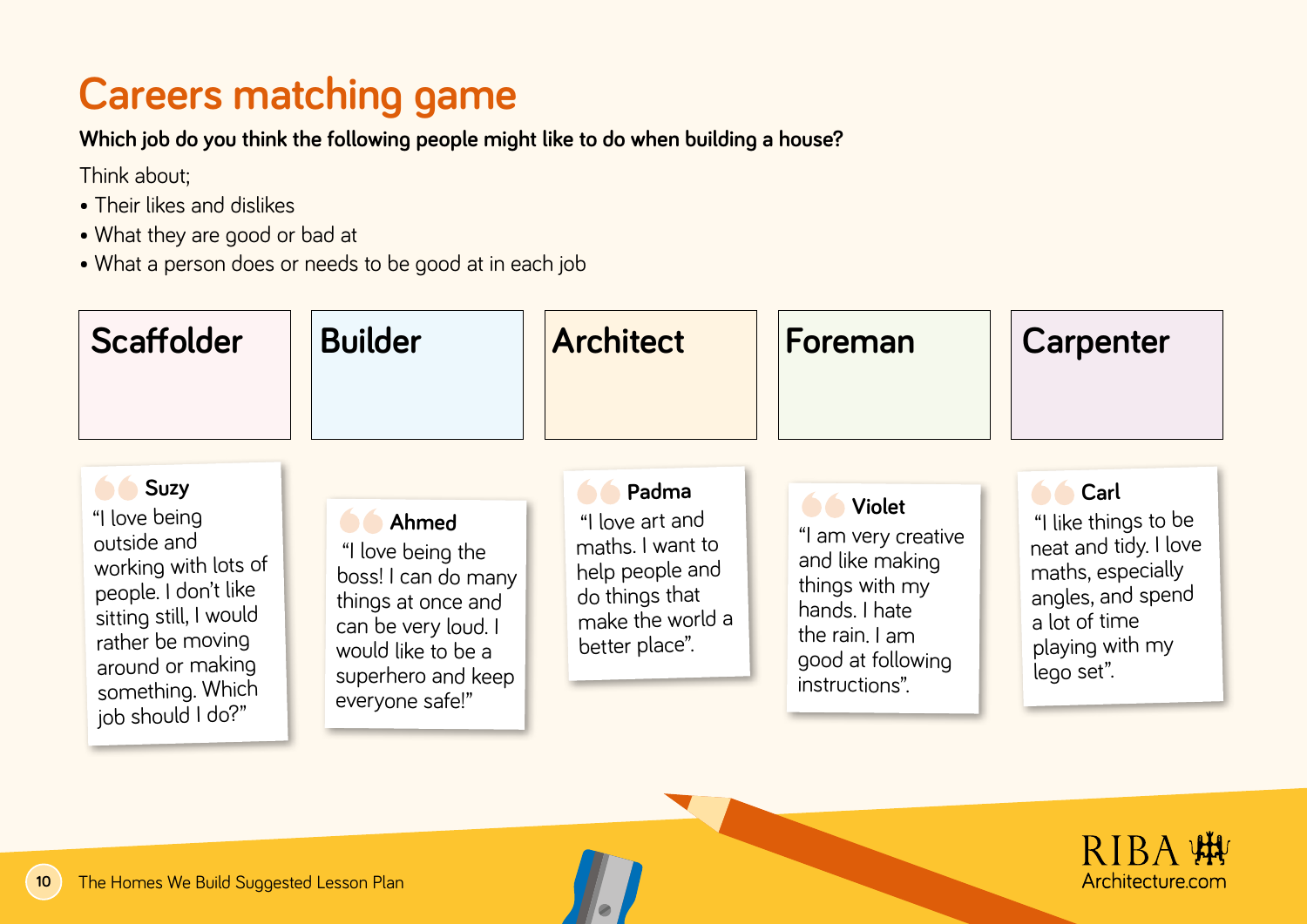# Careers matching game

**Which job do you think the following people might like to do when building a house?**

Think about;

- Their likes and dislikes
- What they are good or bad at
- What a person does or needs to be good at in each job

| Scaffolder | Builder | Architect | Foreman | Carpenter |
|---|---|---|---|---|
| | | | | |

**Suzy**
"I love being outside and working with lots of people. I don't like sitting still, I would rather be moving around or making something. Which job should I do?"

**Ahmed**
"I love being the boss! I can do many things at once and can be very loud. I would like to be a superhero and keep everyone safe!"

**Padma**
"I love art and maths. I want to help people and do things that make the world a better place".

**Violet**
"I am very creative and like making things with my hands. I hate the rain. I am good at following instructions".

**Carl**
"I like things to be neat and tidy. I love maths, especially angles, and spend a lot of time playing with my lego set".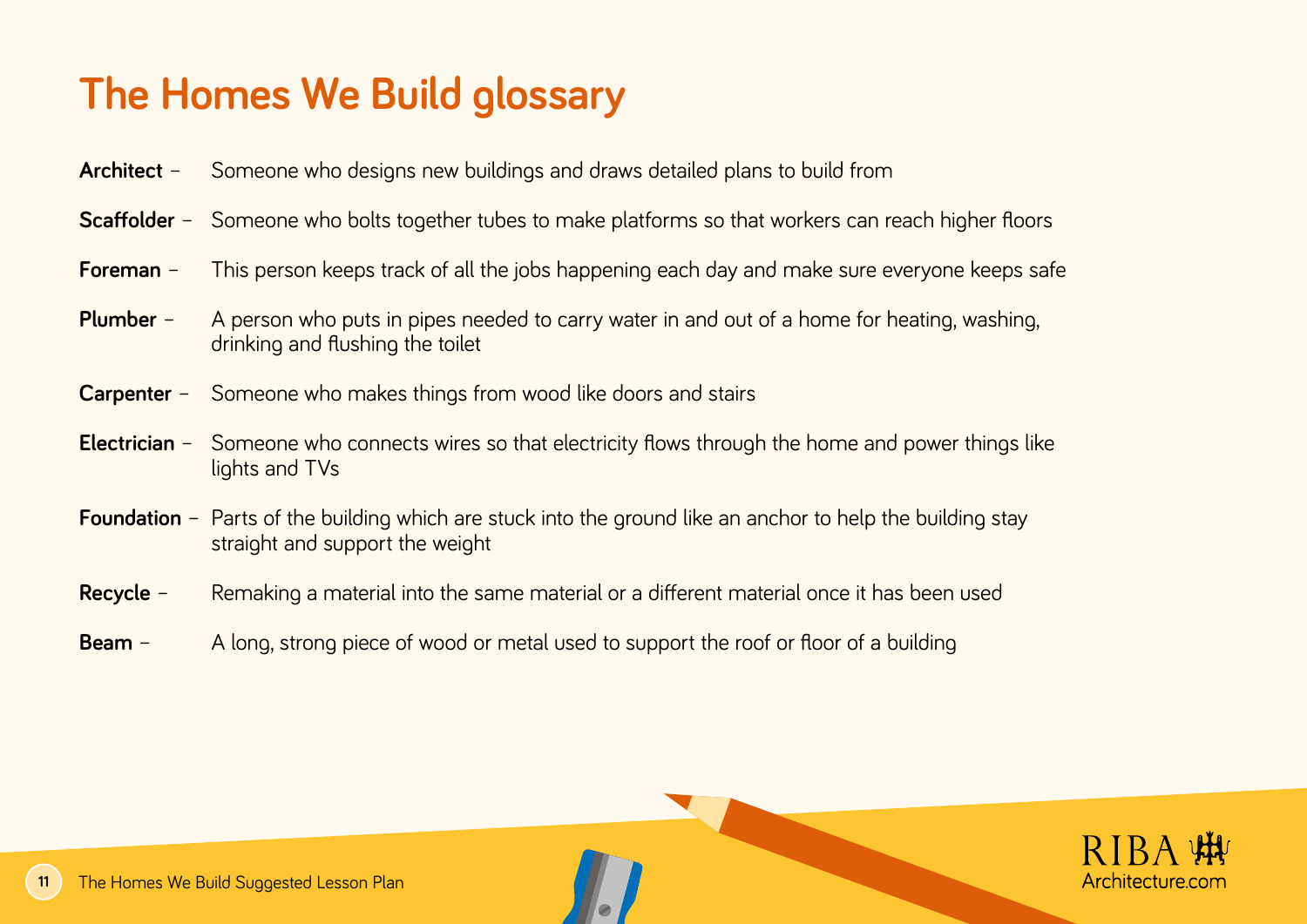# The Homes We Build glossary

**Architect** – Someone who designs new buildings and draws detailed plans to build from

**Scaffolder** – Someone who bolts together tubes to make platforms so that workers can reach higher floors

**Foreman** – This person keeps track of all the jobs happening each day and make sure everyone keeps safe

**Plumber** – A person who puts in pipes needed to carry water in and out of a home for heating, washing, drinking and flushing the toilet

**Carpenter** – Someone who makes things from wood like doors and stairs

**Electrician** – Someone who connects wires so that electricity flows through the home and power things like lights and TVs

**Foundation** – Parts of the building which are stuck into the ground like an anchor to help the building stay straight and support the weight

**Recycle** – Remaking a material into the same material or a different material once it has been used

**Beam** – A long, strong piece of wood or metal used to support the roof or floor of a building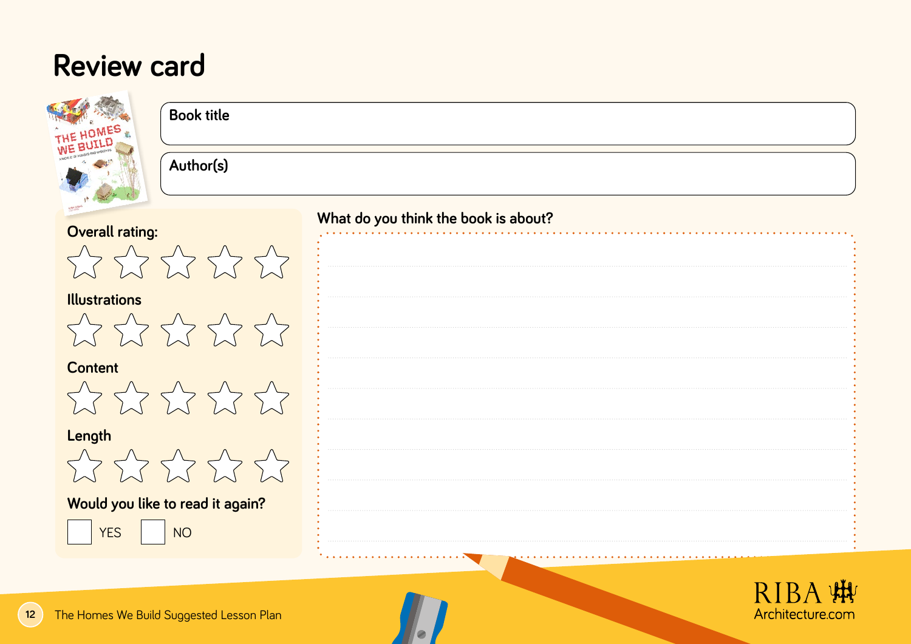# Review card

Book title

Author(s)

Overall rating:

☆ ☆ ☆ ☆ ☆

Illustrations

☆ ☆ ☆ ☆ ☆

Content

☆ ☆ ☆ ☆ ☆

Length

☆ ☆ ☆ ☆ ☆

Would you like to read it again?

☐ YES ☐ NO

What do you think the book is about?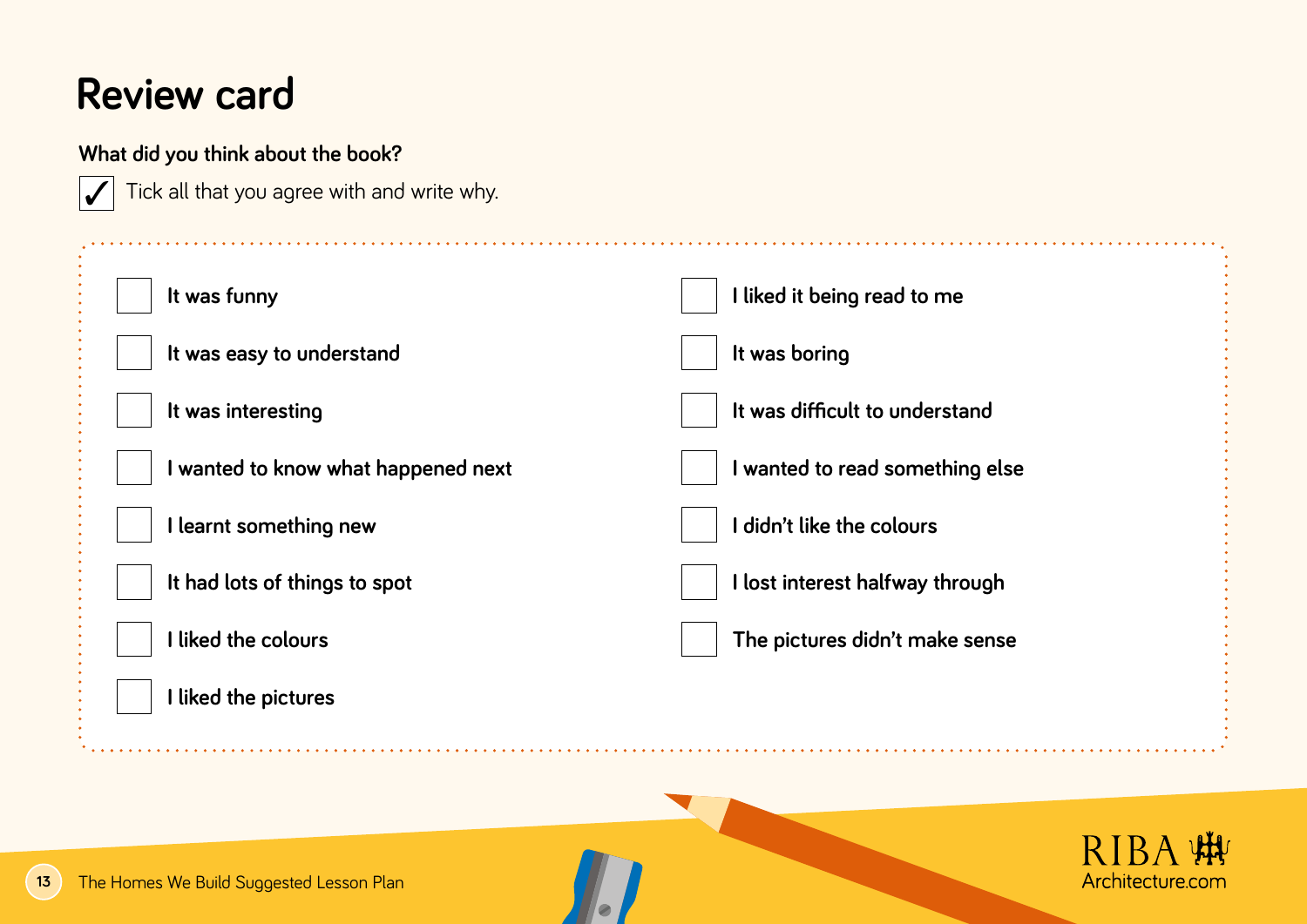# Review card

**What did you think about the book?**

☑ Tick all that you agree with and write why.

- [ ] It was funny
- [ ] It was easy to understand
- [ ] It was interesting
- [ ] I wanted to know what happened next
- [ ] I learnt something new
- [ ] It had lots of things to spot
- [ ] I liked the colours
- [ ] I liked the pictures
- [ ] I liked it being read to me
- [ ] It was boring
- [ ] It was difficult to understand
- [ ] I wanted to read something else
- [ ] I didn't like the colours
- [ ] I lost interest halfway through
- [ ] The pictures didn't make sense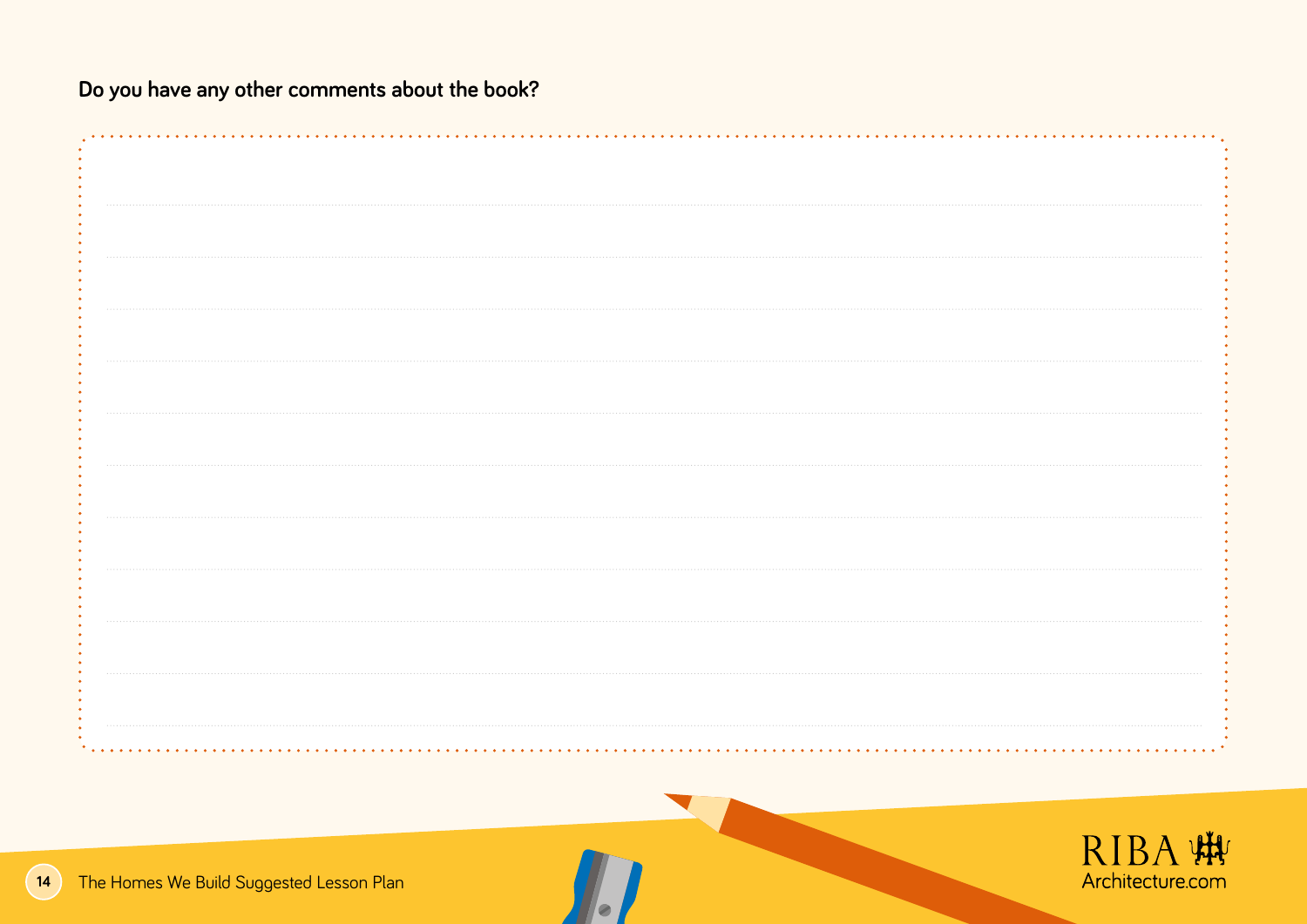**Do you have any other comments about the book?**